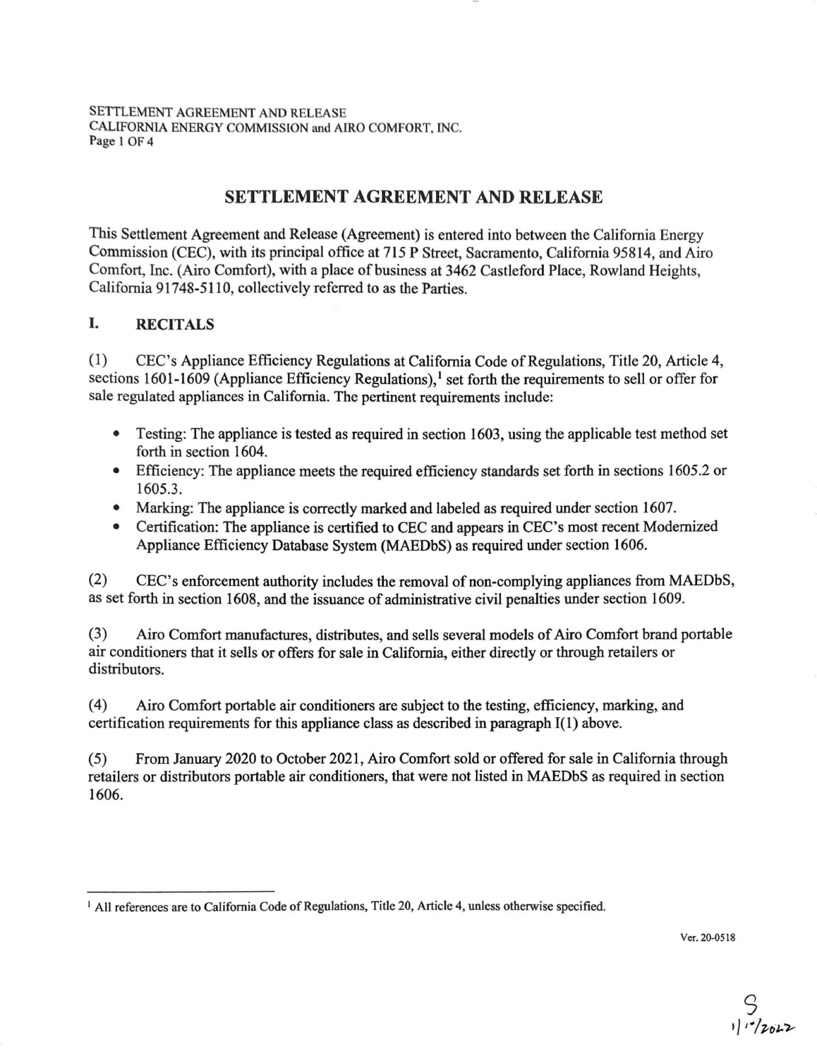# SETTLEMENT AGREEMENT AND RELEASE

This Settlement Agreement and Release (Agreement) is entered into between the California Energy Commission (CEC), with its principal office at 715 P Street, Sacramento, California 95814, and Airo Comfort, Inc. (Airo Comfort), with a place of business at 3462 Castleford Place, Rowland Heights, California 91748-5110, collectively referred to as the Parties.

## I. RECITALS

(1) CEC's Appliance Efficiency Regulations at California Code of Regulations, Title 20, Article 4, sections 1601-1609 (Appliance Efficiency Regulations),[1] set forth the requirements to sell or offer for sale regulated appliances in California. The pertinent requirements include:

- Testing: The appliance is tested as required in section 1603, using the applicable test method set forth in section 1604.
- Efficiency: The appliance meets the required efficiency standards set forth in sections 1605.2 or 1605.3.
- Marking: The appliance is correctly marked and labeled as required under section 1607.
- Certification: The appliance is certified to CEC and appears in CEC's most recent Modernized Appliance Efficiency Database System (MAEDbS) as required under section 1606.

(2) CEC's enforcement authority includes the removal of non-complying appliances from MAEDbS, as set forth in section 1608, and the issuance of administrative civil penalties under section 1609.

(3) Airo Comfort manufactures, distributes, and sells several models of Airo Comfort brand portable air conditioners that it sells or offers for sale in California, either directly or through retailers or distributors.

(4) Airo Comfort portable air conditioners are subject to the testing, efficiency, marking, and certification requirements for this appliance class as described in paragraph I(1) above.

(5) From January 2020 to October 2021, Airo Comfort sold or offered for sale in California through retailers or distributors portable air conditioners, that were not listed in MAEDbS as required in section 1606.

[1] All references are to California Code of Regulations, Title 20, Article 4, unless otherwise specified.

Ver. 20-0518

S
1/10/2022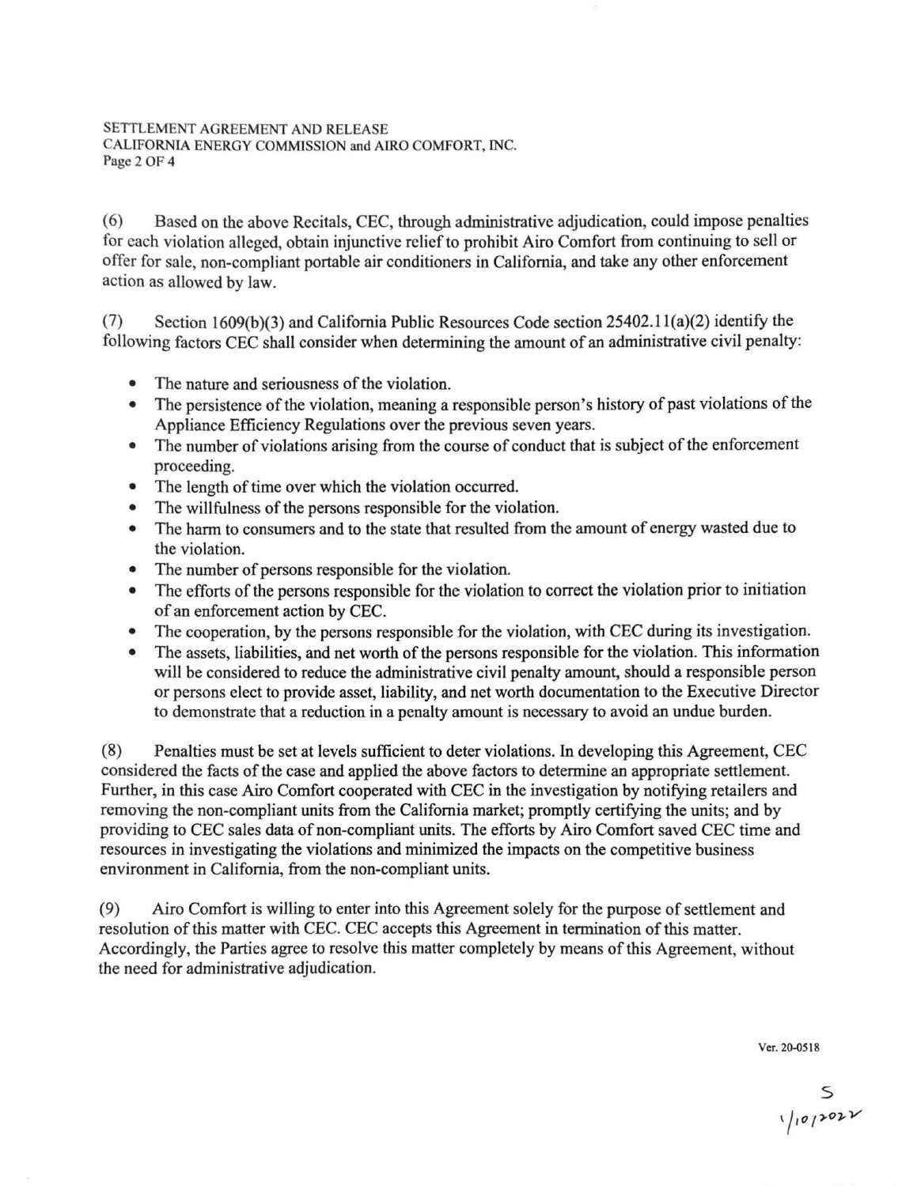(6) Based on the above Recitals, CEC, through administrative adjudication, could impose penalties for each violation alleged, obtain injunctive relief to prohibit Airo Comfort from continuing to sell or offer for sale, non-compliant portable air conditioners in California, and take any other enforcement action as allowed by law.

(7) Section 1609(b)(3) and California Public Resources Code section 25402.11(a)(2) identify the following factors CEC shall consider when determining the amount of an administrative civil penalty:

- The nature and seriousness of the violation.
- The persistence of the violation, meaning a responsible person's history of past violations of the Appliance Efficiency Regulations over the previous seven years.
- The number of violations arising from the course of conduct that is subject of the enforcement proceeding.
- The length of time over which the violation occurred.
- The willfulness of the persons responsible for the violation.
- The harm to consumers and to the state that resulted from the amount of energy wasted due to the violation.
- The number of persons responsible for the violation.
- The efforts of the persons responsible for the violation to correct the violation prior to initiation of an enforcement action by CEC.
- The cooperation, by the persons responsible for the violation, with CEC during its investigation.
- The assets, liabilities, and net worth of the persons responsible for the violation. This information will be considered to reduce the administrative civil penalty amount, should a responsible person or persons elect to provide asset, liability, and net worth documentation to the Executive Director to demonstrate that a reduction in a penalty amount is necessary to avoid an undue burden.

(8) Penalties must be set at levels sufficient to deter violations. In developing this Agreement, CEC considered the facts of the case and applied the above factors to determine an appropriate settlement. Further, in this case Airo Comfort cooperated with CEC in the investigation by notifying retailers and removing the non-compliant units from the California market; promptly certifying the units; and by providing to CEC sales data of non-compliant units. The efforts by Airo Comfort saved CEC time and resources in investigating the violations and minimized the impacts on the competitive business environment in California, from the non-compliant units.

(9) Airo Comfort is willing to enter into this Agreement solely for the purpose of settlement and resolution of this matter with CEC. CEC accepts this Agreement in termination of this matter. Accordingly, the Parties agree to resolve this matter completely by means of this Agreement, without the need for administrative adjudication.

Ver. 20-0518

S
1/10/2022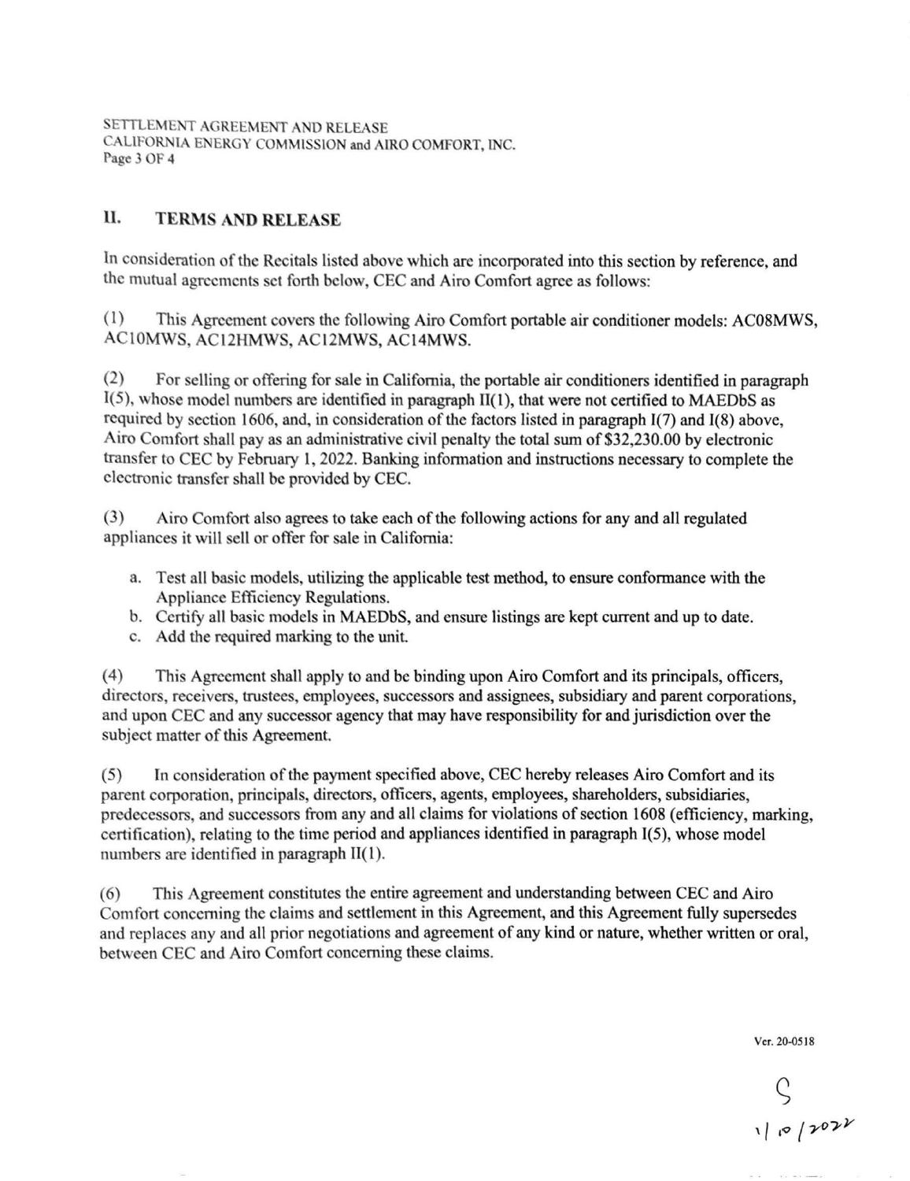## II. TERMS AND RELEASE

In consideration of the Recitals listed above which are incorporated into this section by reference, and the mutual agreements set forth below, CEC and Airo Comfort agree as follows:

(1) This Agreement covers the following Airo Comfort portable air conditioner models: AC08MWS, AC10MWS, AC12HMWS, AC12MWS, AC14MWS.

(2) For selling or offering for sale in California, the portable air conditioners identified in paragraph I(5), whose model numbers are identified in paragraph II(1), that were not certified to MAEDbS as required by section 1606, and, in consideration of the factors listed in paragraph I(7) and I(8) above, Airo Comfort shall pay as an administrative civil penalty the total sum of $32,230.00 by electronic transfer to CEC by February 1, 2022. Banking information and instructions necessary to complete the electronic transfer shall be provided by CEC.

(3) Airo Comfort also agrees to take each of the following actions for any and all regulated appliances it will sell or offer for sale in California:

a. Test all basic models, utilizing the applicable test method, to ensure conformance with the Appliance Efficiency Regulations.
b. Certify all basic models in MAEDbS, and ensure listings are kept current and up to date.
c. Add the required marking to the unit.

(4) This Agreement shall apply to and be binding upon Airo Comfort and its principals, officers, directors, receivers, trustees, employees, successors and assignees, subsidiary and parent corporations, and upon CEC and any successor agency that may have responsibility for and jurisdiction over the subject matter of this Agreement.

(5) In consideration of the payment specified above, CEC hereby releases Airo Comfort and its parent corporation, principals, directors, officers, agents, employees, shareholders, subsidiaries, predecessors, and successors from any and all claims for violations of section 1608 (efficiency, marking, certification), relating to the time period and appliances identified in paragraph I(5), whose model numbers are identified in paragraph II(1).

(6) This Agreement constitutes the entire agreement and understanding between CEC and Airo Comfort concerning the claims and settlement in this Agreement, and this Agreement fully supersedes and replaces any and all prior negotiations and agreement of any kind or nature, whether written or oral, between CEC and Airo Comfort concerning these claims.

Ver. 20-0518

S
1/10/2022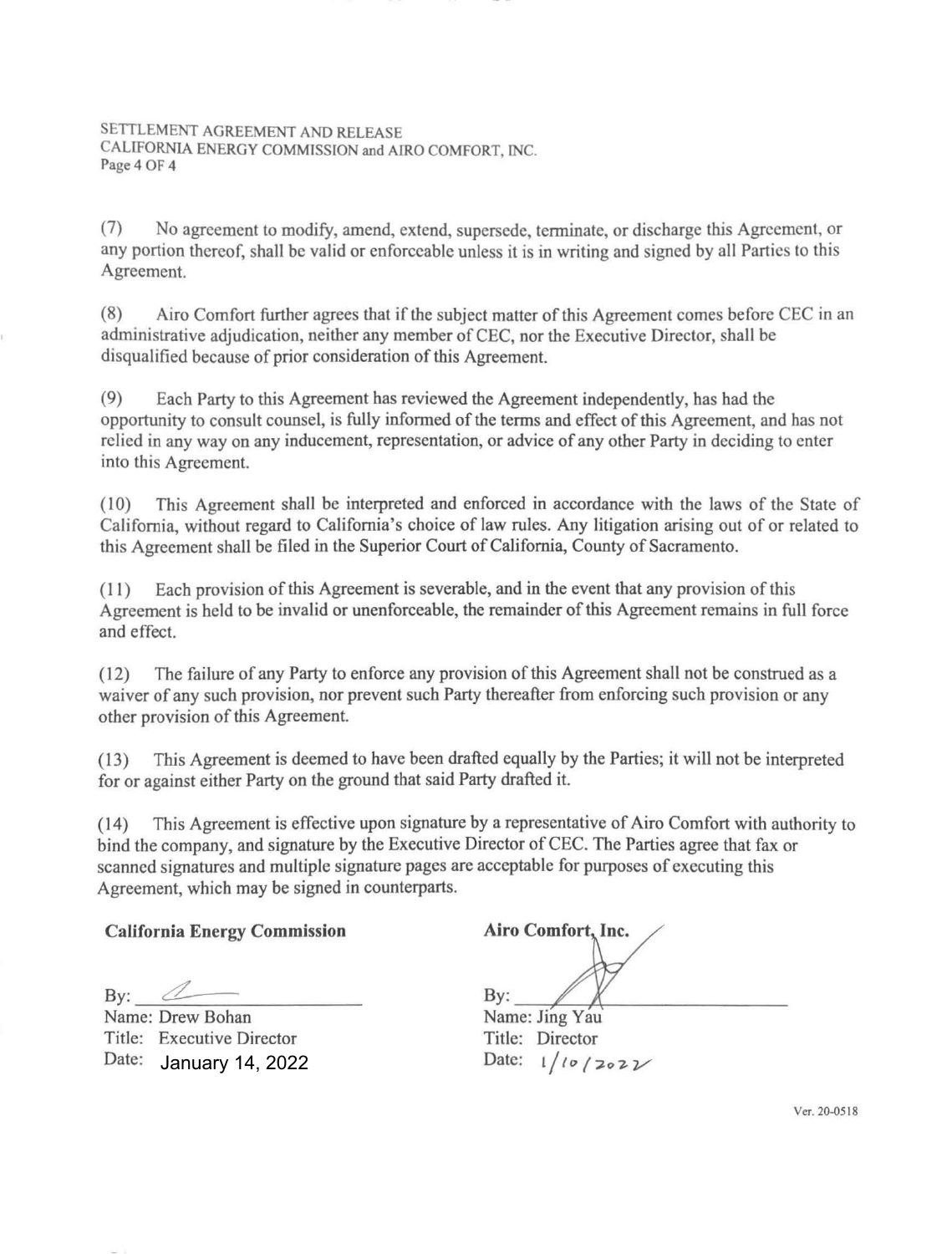(7) No agreement to modify, amend, extend, supersede, terminate, or discharge this Agreement, or any portion thereof, shall be valid or enforceable unless it is in writing and signed by all Parties to this Agreement.

(8) Airo Comfort further agrees that if the subject matter of this Agreement comes before CEC in an administrative adjudication, neither any member of CEC, nor the Executive Director, shall be disqualified because of prior consideration of this Agreement.

(9) Each Party to this Agreement has reviewed the Agreement independently, has had the opportunity to consult counsel, is fully informed of the terms and effect of this Agreement, and has not relied in any way on any inducement, representation, or advice of any other Party in deciding to enter into this Agreement.

(10) This Agreement shall be interpreted and enforced in accordance with the laws of the State of California, without regard to California's choice of law rules. Any litigation arising out of or related to this Agreement shall be filed in the Superior Court of California, County of Sacramento.

(11) Each provision of this Agreement is severable, and in the event that any provision of this Agreement is held to be invalid or unenforceable, the remainder of this Agreement remains in full force and effect.

(12) The failure of any Party to enforce any provision of this Agreement shall not be construed as a waiver of any such provision, nor prevent such Party thereafter from enforcing such provision or any other provision of this Agreement.

(13) This Agreement is deemed to have been drafted equally by the Parties; it will not be interpreted for or against either Party on the ground that said Party drafted it.

(14) This Agreement is effective upon signature by a representative of Airo Comfort with authority to bind the company, and signature by the Executive Director of CEC. The Parties agree that fax or scanned signatures and multiple signature pages are acceptable for purposes of executing this Agreement, which may be signed in counterparts.

**California Energy Commission**

By: ______________________
Name: Drew Bohan
Title: Executive Director
Date: January 14, 2022

**Airo Comfort, Inc.**

By: ______________________
Name: Jing Yau
Title: Director
Date: 1/10/2022

Ver. 20-0518